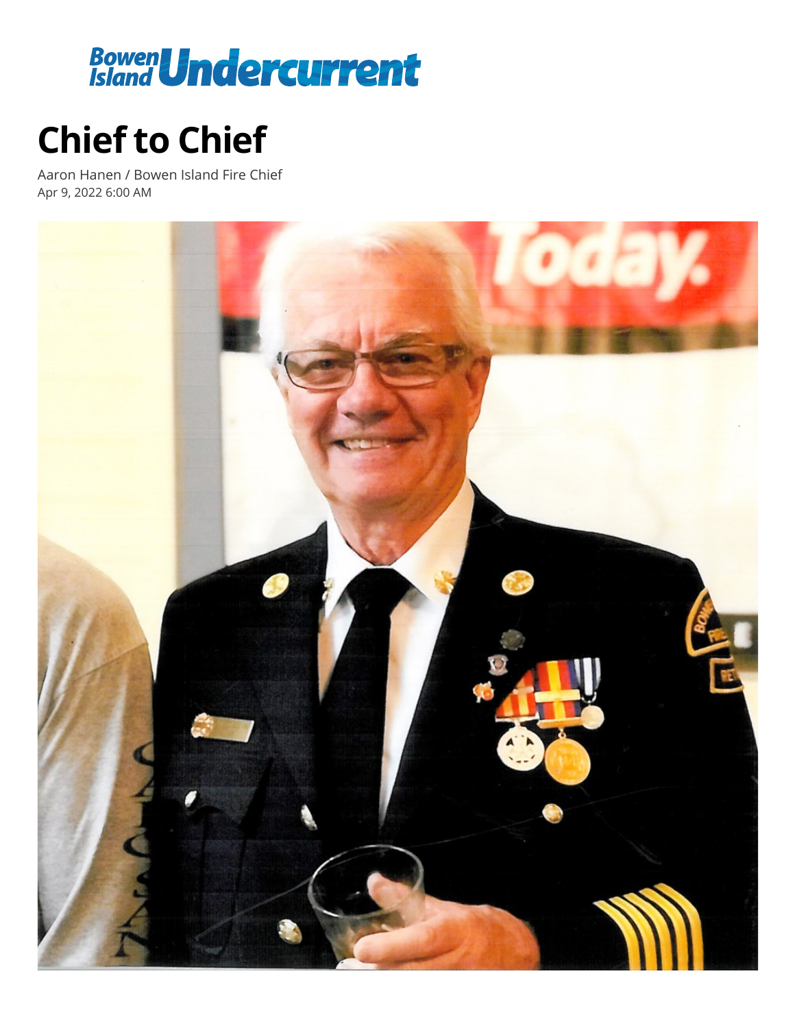Bowen Island Undercurrent

# Chief to Chief

Aaron Hanen / Bowen Island Fire Chief
Apr 9, 2022 6:00 AM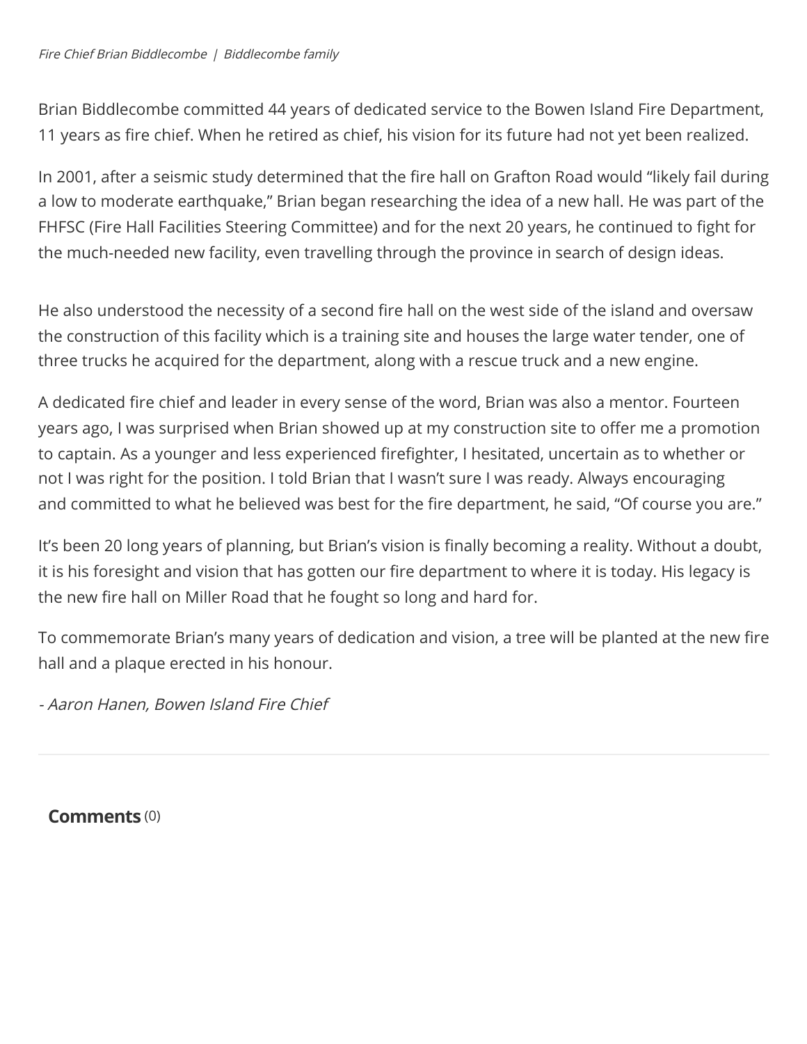*Fire Chief Brian Biddlecombe | Biddlecombe family*

Brian Biddlecombe committed 44 years of dedicated service to the Bowen Island Fire Department, 11 years as fire chief. When he retired as chief, his vision for its future had not yet been realized.

In 2001, after a seismic study determined that the fire hall on Grafton Road would "likely fail during a low to moderate earthquake," Brian began researching the idea of a new hall. He was part of the FHFSC (Fire Hall Facilities Steering Committee) and for the next 20 years, he continued to fight for the much-needed new facility, even travelling through the province in search of design ideas.

He also understood the necessity of a second fire hall on the west side of the island and oversaw the construction of this facility which is a training site and houses the large water tender, one of three trucks he acquired for the department, along with a rescue truck and a new engine.

A dedicated fire chief and leader in every sense of the word, Brian was also a mentor. Fourteen years ago, I was surprised when Brian showed up at my construction site to offer me a promotion to captain. As a younger and less experienced firefighter, I hesitated, uncertain as to whether or not I was right for the position. I told Brian that I wasn't sure I was ready. Always encouraging and committed to what he believed was best for the fire department, he said, "Of course you are."

It's been 20 long years of planning, but Brian's vision is finally becoming a reality. Without a doubt, it is his foresight and vision that has gotten our fire department to where it is today. His legacy is the new fire hall on Miller Road that he fought so long and hard for.

To commemorate Brian's many years of dedication and vision, a tree will be planted at the new fire hall and a plaque erected in his honour.

*- Aaron Hanen, Bowen Island Fire Chief*

---

**Comments** (0)